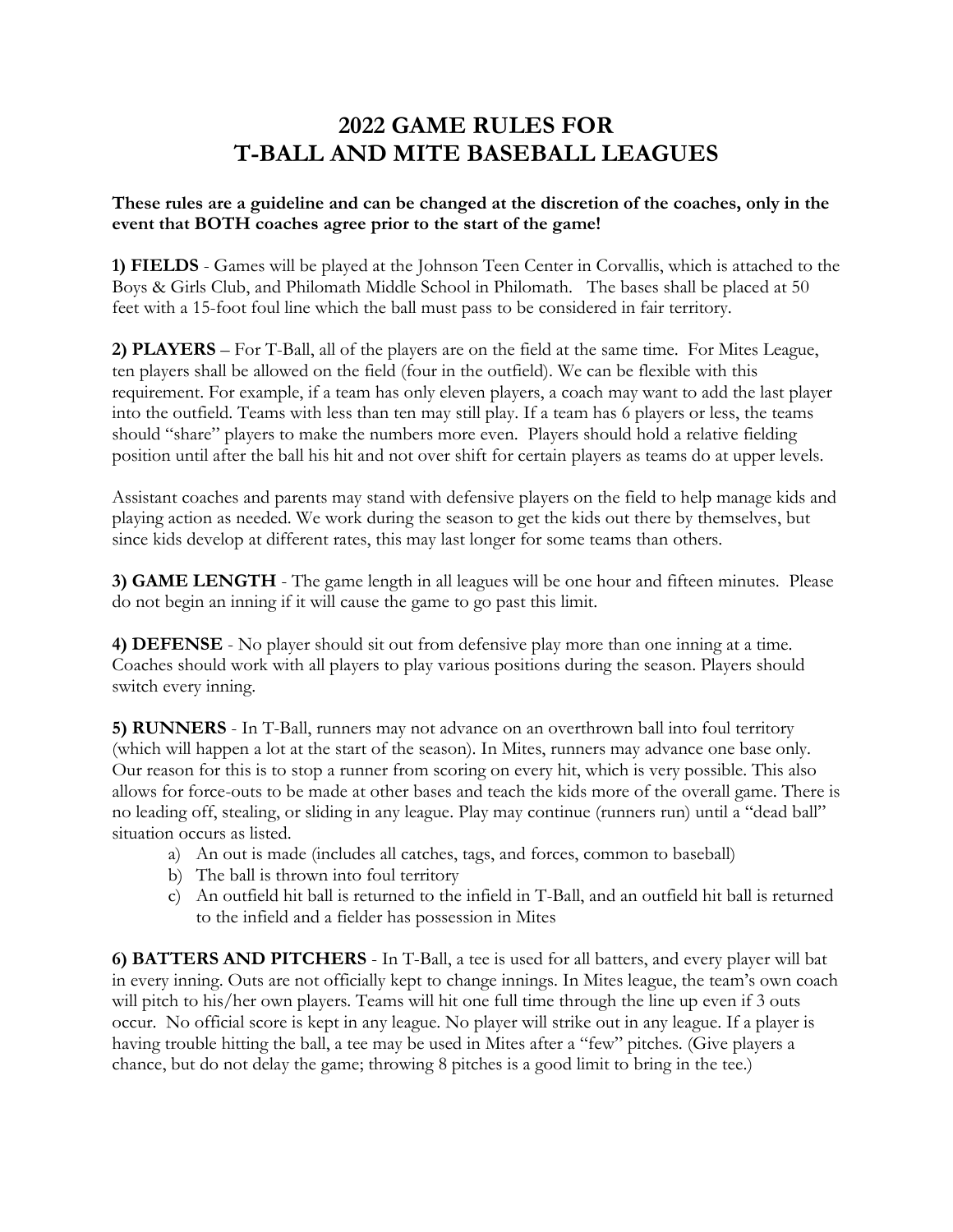# 2022 GAME RULES FOR T-BALL AND MITE BASEBALL LEAGUES

**These rules are a guideline and can be changed at the discretion of the coaches, only in the event that BOTH coaches agree prior to the start of the game!**

**1) FIELDS** - Games will be played at the Johnson Teen Center in Corvallis, which is attached to the Boys & Girls Club, and Philomath Middle School in Philomath. The bases shall be placed at 50 feet with a 15-foot foul line which the ball must pass to be considered in fair territory.

**2) PLAYERS** – For T-Ball, all of the players are on the field at the same time. For Mites League, ten players shall be allowed on the field (four in the outfield). We can be flexible with this requirement. For example, if a team has only eleven players, a coach may want to add the last player into the outfield. Teams with less than ten may still play. If a team has 6 players or less, the teams should "share" players to make the numbers more even. Players should hold a relative fielding position until after the ball his hit and not over shift for certain players as teams do at upper levels.

Assistant coaches and parents may stand with defensive players on the field to help manage kids and playing action as needed. We work during the season to get the kids out there by themselves, but since kids develop at different rates, this may last longer for some teams than others.

**3) GAME LENGTH** - The game length in all leagues will be one hour and fifteen minutes. Please do not begin an inning if it will cause the game to go past this limit.

**4) DEFENSE** - No player should sit out from defensive play more than one inning at a time. Coaches should work with all players to play various positions during the season. Players should switch every inning.

**5) RUNNERS** - In T-Ball, runners may not advance on an overthrown ball into foul territory (which will happen a lot at the start of the season). In Mites, runners may advance one base only. Our reason for this is to stop a runner from scoring on every hit, which is very possible. This also allows for force-outs to be made at other bases and teach the kids more of the overall game. There is no leading off, stealing, or sliding in any league. Play may continue (runners run) until a "dead ball" situation occurs as listed.

a) An out is made (includes all catches, tags, and forces, common to baseball)
b) The ball is thrown into foul territory
c) An outfield hit ball is returned to the infield in T-Ball, and an outfield hit ball is returned to the infield and a fielder has possession in Mites

**6) BATTERS AND PITCHERS** - In T-Ball, a tee is used for all batters, and every player will bat in every inning. Outs are not officially kept to change innings. In Mites league, the team's own coach will pitch to his/her own players. Teams will hit one full time through the line up even if 3 outs occur. No official score is kept in any league. No player will strike out in any league. If a player is having trouble hitting the ball, a tee may be used in Mites after a "few" pitches. (Give players a chance, but do not delay the game; throwing 8 pitches is a good limit to bring in the tee.)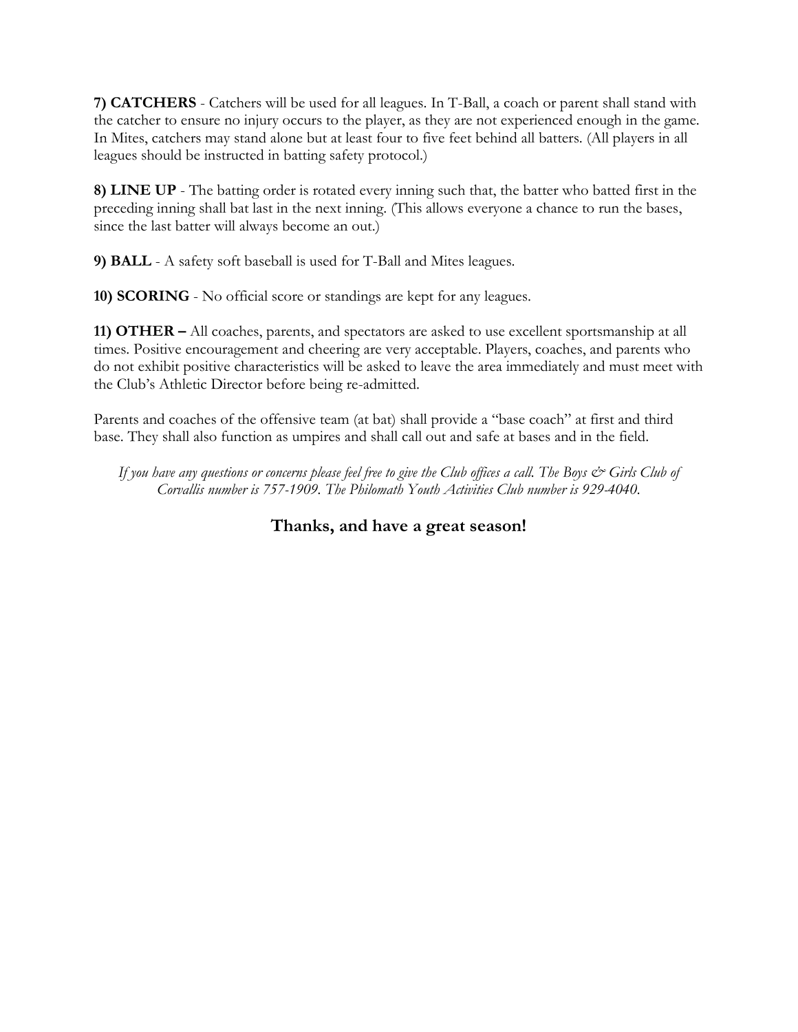**7) CATCHERS** - Catchers will be used for all leagues. In T-Ball, a coach or parent shall stand with the catcher to ensure no injury occurs to the player, as they are not experienced enough in the game. In Mites, catchers may stand alone but at least four to five feet behind all batters. (All players in all leagues should be instructed in batting safety protocol.)

**8) LINE UP** - The batting order is rotated every inning such that, the batter who batted first in the preceding inning shall bat last in the next inning. (This allows everyone a chance to run the bases, since the last batter will always become an out.)

**9) BALL** - A safety soft baseball is used for T-Ball and Mites leagues.

**10) SCORING** - No official score or standings are kept for any leagues.

**11) OTHER –** All coaches, parents, and spectators are asked to use excellent sportsmanship at all times. Positive encouragement and cheering are very acceptable. Players, coaches, and parents who do not exhibit positive characteristics will be asked to leave the area immediately and must meet with the Club's Athletic Director before being re-admitted.

Parents and coaches of the offensive team (at bat) shall provide a "base coach" at first and third base. They shall also function as umpires and shall call out and safe at bases and in the field.

*If you have any questions or concerns please feel free to give the Club offices a call. The Boys & Girls Club of Corvallis number is 757-1909. The Philomath Youth Activities Club number is 929-4040.*

## Thanks, and have a great season!